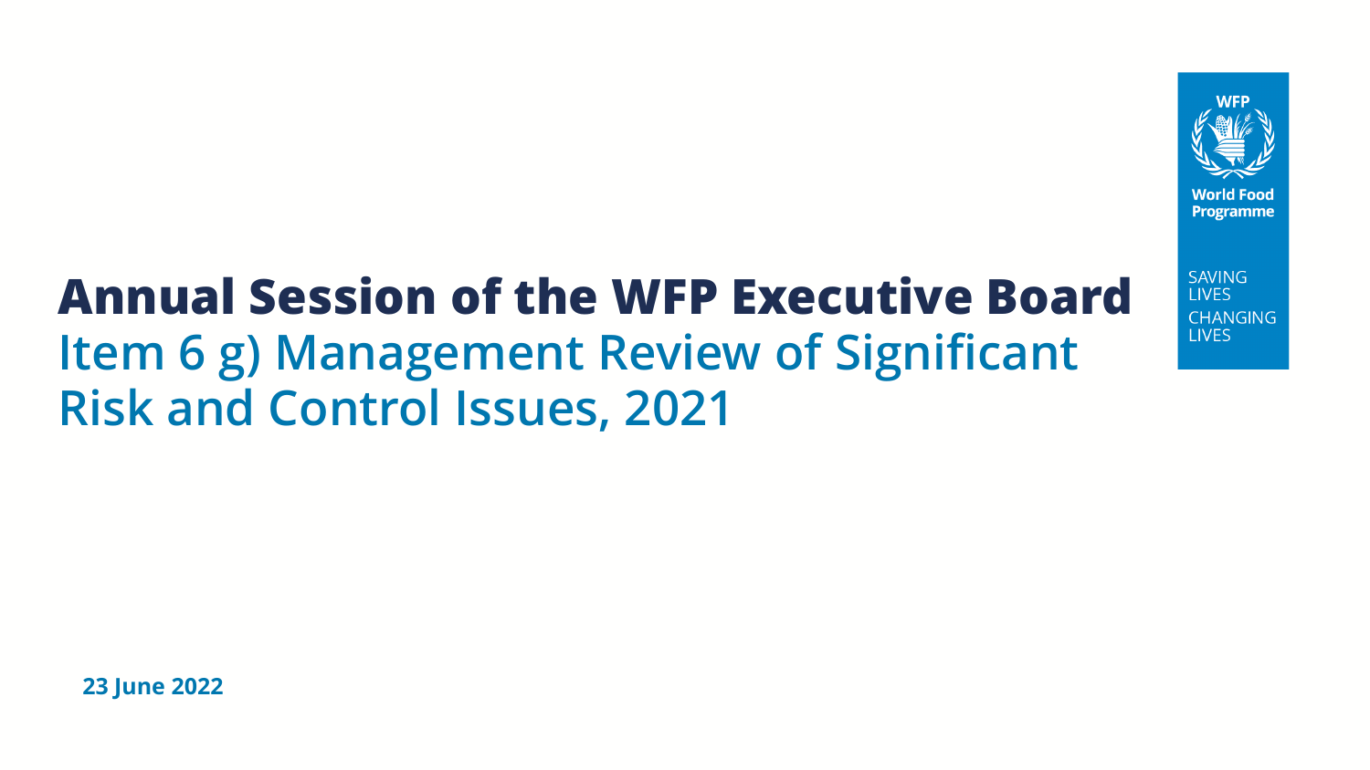# Annual Session of the WFP Executive Board

## Item 6 g) Management Review of Significant Risk and Control Issues, 2021

WFP

World Food Programme

SAVING LIVES CHANGING LIVES

**23 June 2022**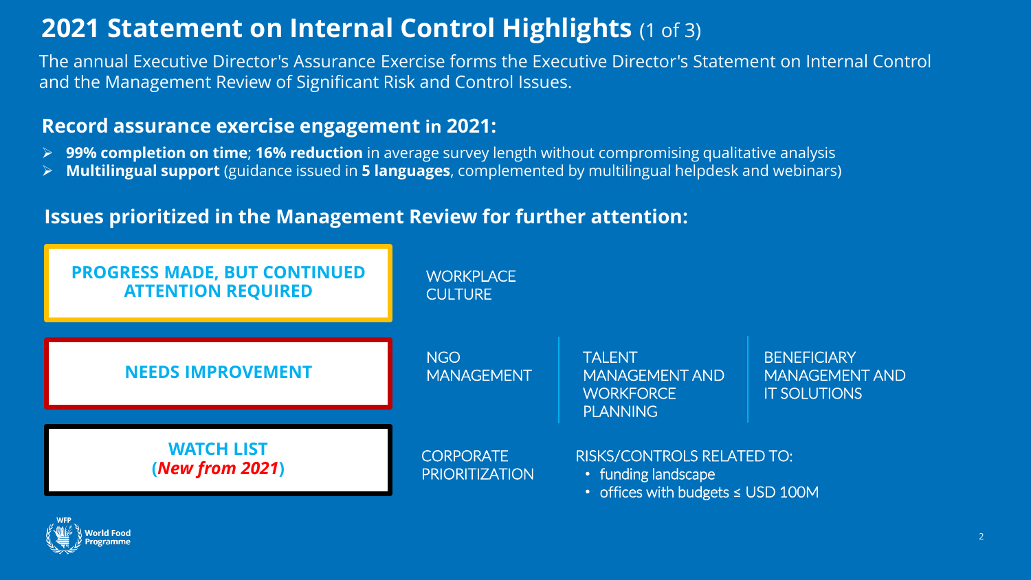# 2021 Statement on Internal Control Highlights (1 of 3)

The annual Executive Director's Assurance Exercise forms the Executive Director's Statement on Internal Control and the Management Review of Significant Risk and Control Issues.

## Record assurance exercise engagement in 2021:

- **99% completion on time**; **16% reduction** in average survey length without compromising qualitative analysis
- **Multilingual support** (guidance issued in **5 languages**, complemented by multilingual helpdesk and webinars)

## Issues prioritized in the Management Review for further attention:

| Category | Issues | | |
| --- | --- | --- | --- |
| **PROGRESS MADE, BUT CONTINUED ATTENTION REQUIRED** | WORKPLACE CULTURE | | |
| **NEEDS IMPROVEMENT** | NGO MANAGEMENT | TALENT MANAGEMENT AND WORKFORCE PLANNING | BENEFICIARY MANAGEMENT AND IT SOLUTIONS |
| **WATCH LIST** (***New from 2021***) | CORPORATE PRIORITIZATION | RISKS/CONTROLS RELATED TO: • funding landscape • offices with budgets ≤ USD 100M | |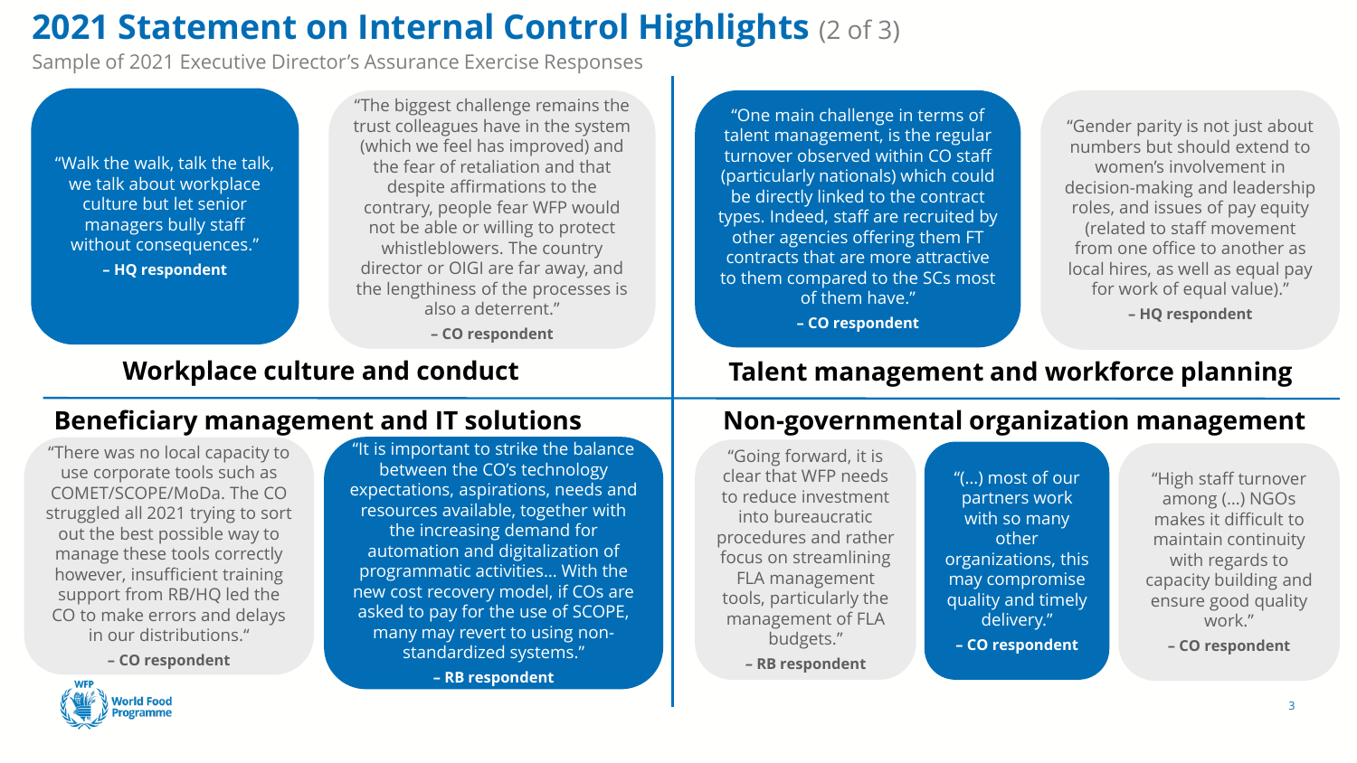# 2021 Statement on Internal Control Highlights (2 of 3)

Sample of 2021 Executive Director's Assurance Exercise Responses

## Workplace culture and conduct

"Walk the walk, talk the talk, we talk about workplace culture but let senior managers bully staff without consequences."

**– HQ respondent**

"The biggest challenge remains the trust colleagues have in the system (which we feel has improved) and the fear of retaliation and that despite affirmations to the contrary, people fear WFP would not be able or willing to protect whistleblowers. The country director or OIGI are far away, and the lengthiness of the processes is also a deterrent."

**– CO respondent**

## Talent management and workforce planning

"One main challenge in terms of talent management, is the regular turnover observed within CO staff (particularly nationals) which could be directly linked to the contract types. Indeed, staff are recruited by other agencies offering them FT contracts that are more attractive to them compared to the SCs most of them have."

**– CO respondent**

"Gender parity is not just about numbers but should extend to women's involvement in decision-making and leadership roles, and issues of pay equity (related to staff movement from one office to another as local hires, as well as equal pay for work of equal value)."

**– HQ respondent**

## Beneficiary management and IT solutions

"There was no local capacity to use corporate tools such as COMET/SCOPE/MoDa. The CO struggled all 2021 trying to sort out the best possible way to manage these tools correctly however, insufficient training support from RB/HQ led the CO to make errors and delays in our distributions."

**– CO respondent**

"It is important to strike the balance between the CO's technology expectations, aspirations, needs and resources available, together with the increasing demand for automation and digitalization of programmatic activities… With the new cost recovery model, if COs are asked to pay for the use of SCOPE, many may revert to using non-standardized systems."

**– RB respondent**

## Non-governmental organization management

"Going forward, it is clear that WFP needs to reduce investment into bureaucratic procedures and rather focus on streamlining FLA management tools, particularly the management of FLA budgets."

**– RB respondent**

"(…) most of our partners work with so many other organizations, this may compromise quality and timely delivery."

**– CO respondent**

"High staff turnover among (…) NGOs makes it difficult to maintain continuity with regards to capacity building and ensure good quality work."

**– CO respondent**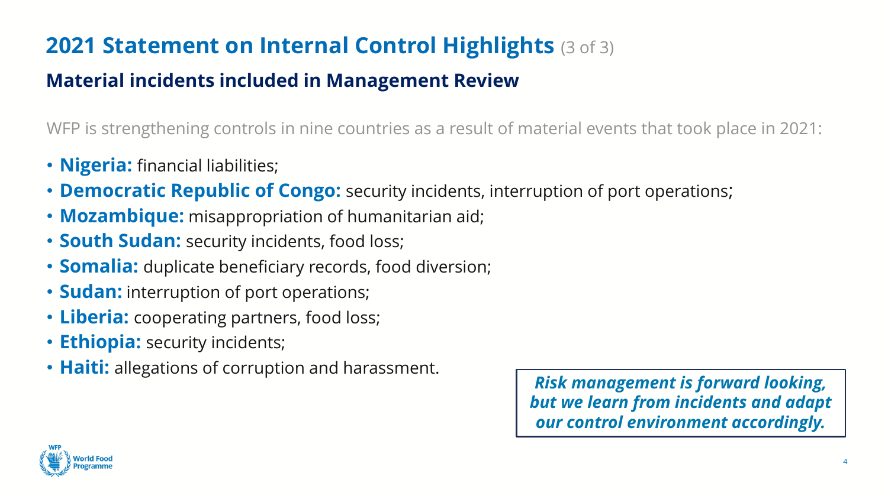# 2021 Statement on Internal Control Highlights (3 of 3)

## Material incidents included in Management Review

WFP is strengthening controls in nine countries as a result of material events that took place in 2021:

- **Nigeria:** financial liabilities;
- **Democratic Republic of Congo:** security incidents, interruption of port operations;
- **Mozambique:** misappropriation of humanitarian aid;
- **South Sudan:** security incidents, food loss;
- **Somalia:** duplicate beneficiary records, food diversion;
- **Sudan:** interruption of port operations;
- **Liberia:** cooperating partners, food loss;
- **Ethiopia:** security incidents;
- **Haiti:** allegations of corruption and harassment.

***Risk management is forward looking, but we learn from incidents and adapt our control environment accordingly.***

World Food Programme